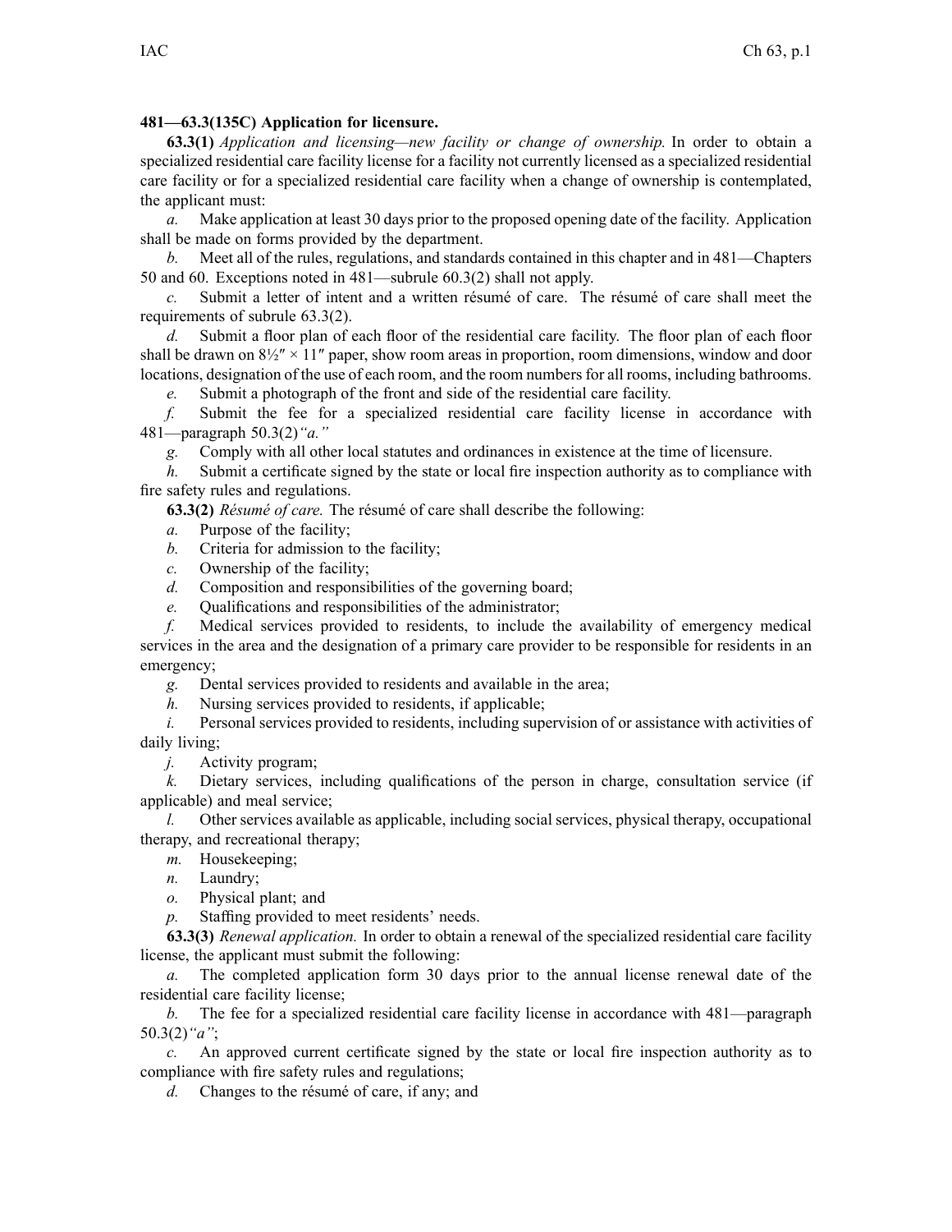**481—63.3(135C) Application for licensure.**

**63.3(1)** *Application and licensing—new facility or change of ownership.* In order to obtain a specialized residential care facility license for a facility not currently licensed as a specialized residential care facility or for a specialized residential care facility when a change of ownership is contemplated, the applicant must:

*a.* Make application at least 30 days prior to the proposed opening date of the facility. Application shall be made on forms provided by the department.

*b.* Meet all of the rules, regulations, and standards contained in this chapter and in 481—Chapters 50 and 60. Exceptions noted in 481—subrule 60.3(2) shall not apply.

*c.* Submit a letter of intent and a written résumé of care. The résumé of care shall meet the requirements of subrule 63.3(2).

*d.* Submit a floor plan of each floor of the residential care facility. The floor plan of each floor shall be drawn on 8½″ × 11″ paper, show room areas in proportion, room dimensions, window and door locations, designation of the use of each room, and the room numbers for all rooms, including bathrooms.

*e.* Submit a photograph of the front and side of the residential care facility.

*f.* Submit the fee for a specialized residential care facility license in accordance with 481—paragraph 50.3(2)*"a."*

*g.* Comply with all other local statutes and ordinances in existence at the time of licensure.

*h.* Submit a certificate signed by the state or local fire inspection authority as to compliance with fire safety rules and regulations.

**63.3(2)** *Résumé of care.* The résumé of care shall describe the following:

*a.* Purpose of the facility;

*b.* Criteria for admission to the facility;

*c.* Ownership of the facility;

*d.* Composition and responsibilities of the governing board;

*e.* Qualifications and responsibilities of the administrator;

*f.* Medical services provided to residents, to include the availability of emergency medical services in the area and the designation of a primary care provider to be responsible for residents in an emergency;

*g.* Dental services provided to residents and available in the area;

*h.* Nursing services provided to residents, if applicable;

*i.* Personal services provided to residents, including supervision of or assistance with activities of daily living;

*j.* Activity program;

*k.* Dietary services, including qualifications of the person in charge, consultation service (if applicable) and meal service;

*l.* Other services available as applicable, including social services, physical therapy, occupational therapy, and recreational therapy;

*m.* Housekeeping;

*n.* Laundry;

*o.* Physical plant; and

*p.* Staffing provided to meet residents' needs.

**63.3(3)** *Renewal application.* In order to obtain a renewal of the specialized residential care facility license, the applicant must submit the following:

*a.* The completed application form 30 days prior to the annual license renewal date of the residential care facility license;

*b.* The fee for a specialized residential care facility license in accordance with 481—paragraph 50.3(2)*"a"*;

*c.* An approved current certificate signed by the state or local fire inspection authority as to compliance with fire safety rules and regulations;

*d.* Changes to the résumé of care, if any; and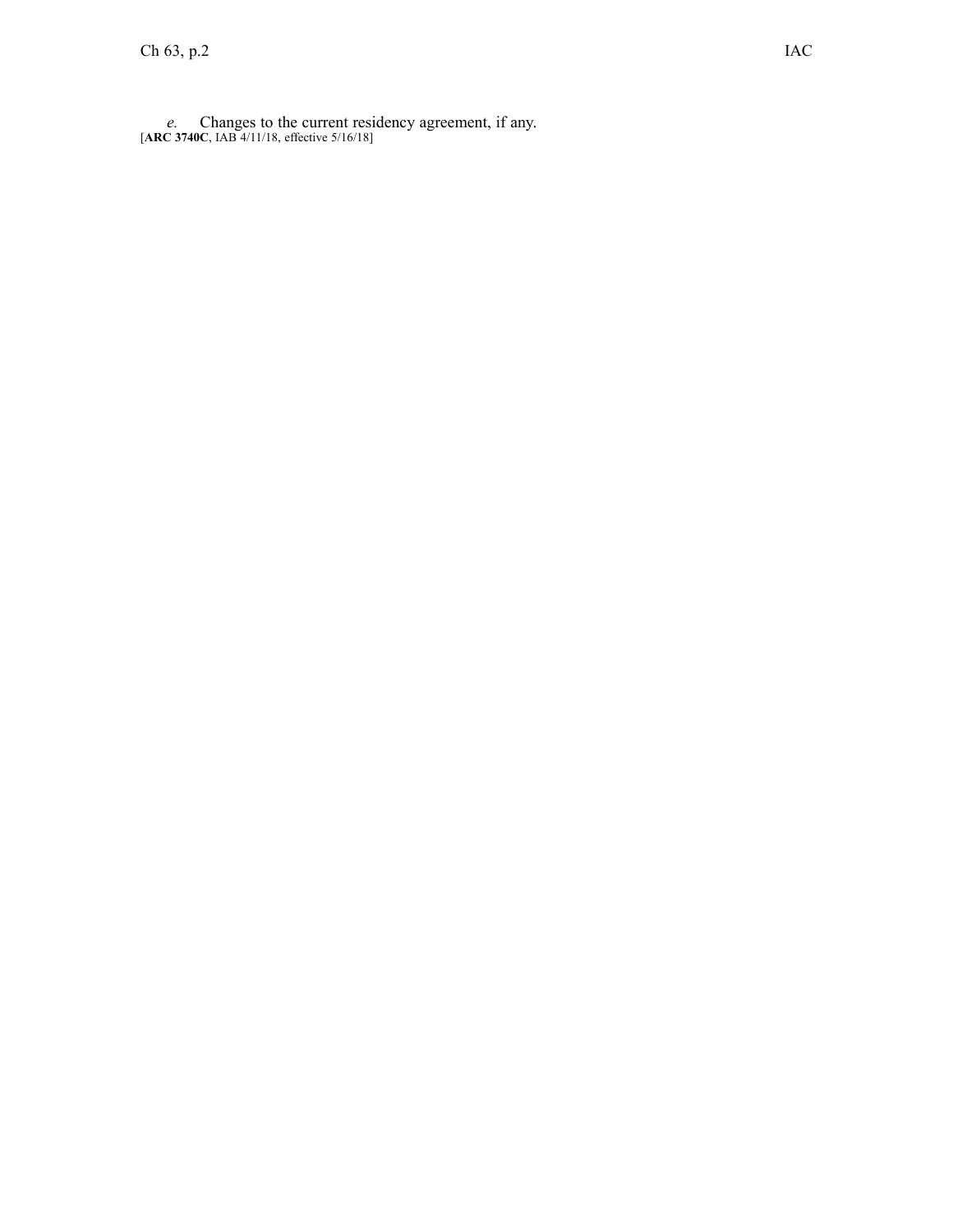*e.* Changes to the current residency agreement, if any.

[**ARC 3740C**, IAB 4/11/18, effective 5/16/18]